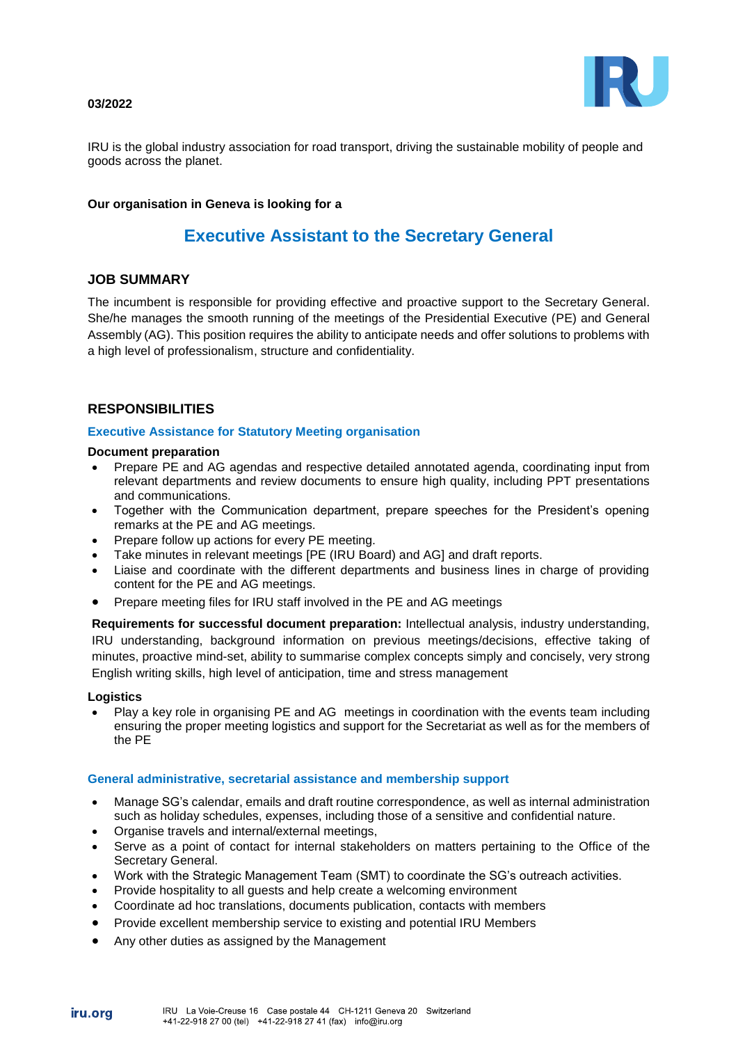**03/2022**

IRU is the global industry association for road transport, driving the sustainable mobility of people and goods across the planet.

**Our organisation in Geneva is looking for a**

# Executive Assistant to the Secretary General

## JOB SUMMARY

The incumbent is responsible for providing effective and proactive support to the Secretary General. She/he manages the smooth running of the meetings of the Presidential Executive (PE) and General Assembly (AG). This position requires the ability to anticipate needs and offer solutions to problems with a high level of professionalism, structure and confidentiality.

## RESPONSIBILITIES

### Executive Assistance for Statutory Meeting organisation

**Document preparation**

- Prepare PE and AG agendas and respective detailed annotated agenda, coordinating input from relevant departments and review documents to ensure high quality, including PPT presentations and communications.
- Together with the Communication department, prepare speeches for the President's opening remarks at the PE and AG meetings.
- Prepare follow up actions for every PE meeting.
- Take minutes in relevant meetings [PE (IRU Board) and AG] and draft reports.
- Liaise and coordinate with the different departments and business lines in charge of providing content for the PE and AG meetings.
- Prepare meeting files for IRU staff involved in the PE and AG meetings

**Requirements for successful document preparation:** Intellectual analysis, industry understanding, IRU understanding, background information on previous meetings/decisions, effective taking of minutes, proactive mind-set, ability to summarise complex concepts simply and concisely, very strong English writing skills, high level of anticipation, time and stress management

**Logistics**

- Play a key role in organising PE and AG meetings in coordination with the events team including ensuring the proper meeting logistics and support for the Secretariat as well as for the members of the PE

### General administrative, secretarial assistance and membership support

- Manage SG's calendar, emails and draft routine correspondence, as well as internal administration such as holiday schedules, expenses, including those of a sensitive and confidential nature.
- Organise travels and internal/external meetings,
- Serve as a point of contact for internal stakeholders on matters pertaining to the Office of the Secretary General.
- Work with the Strategic Management Team (SMT) to coordinate the SG's outreach activities.
- Provide hospitality to all guests and help create a welcoming environment
- Coordinate ad hoc translations, documents publication, contacts with members
- Provide excellent membership service to existing and potential IRU Members
- Any other duties as assigned by the Management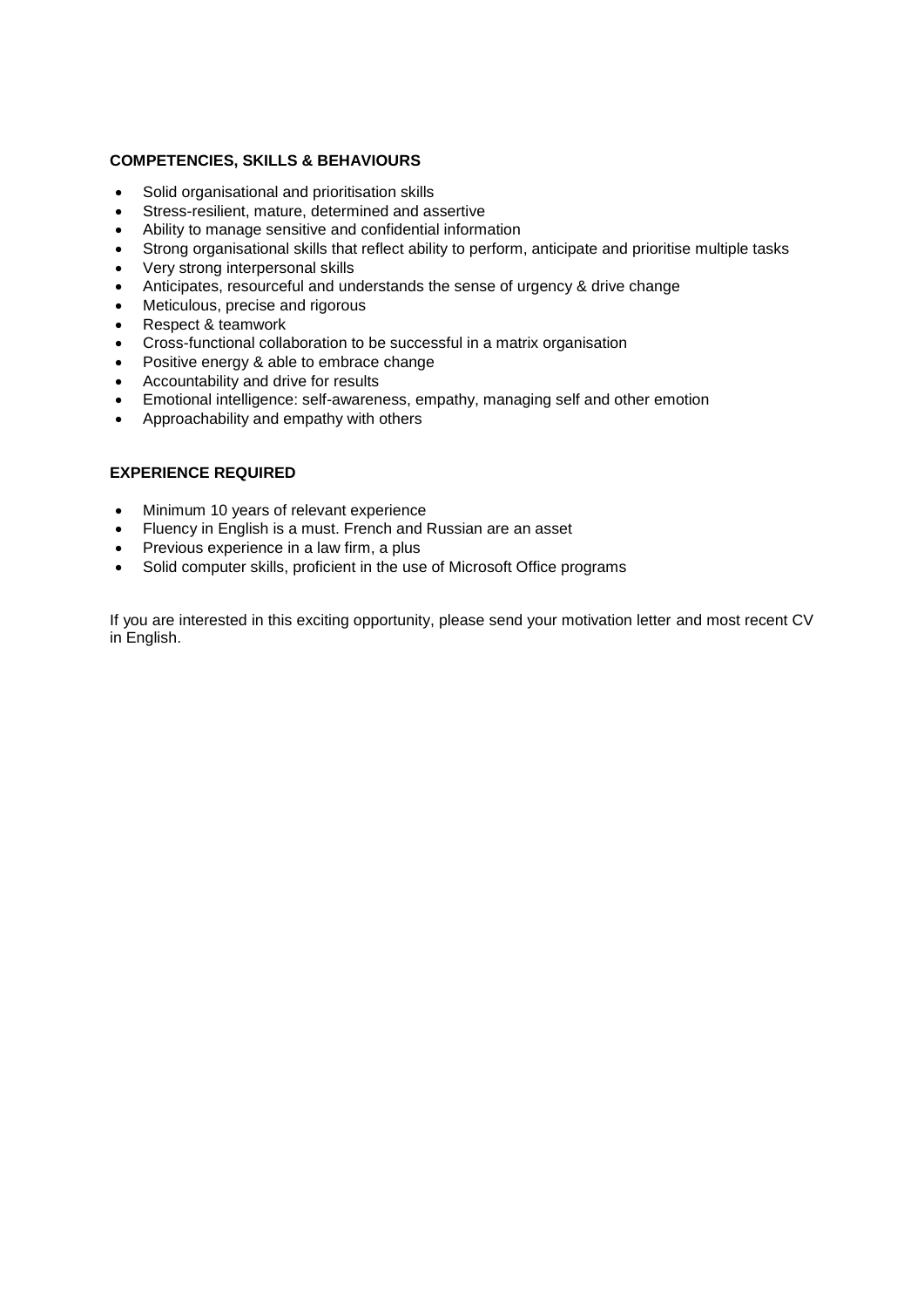**COMPETENCIES, SKILLS & BEHAVIOURS**

- Solid organisational and prioritisation skills
- Stress-resilient, mature, determined and assertive
- Ability to manage sensitive and confidential information
- Strong organisational skills that reflect ability to perform, anticipate and prioritise multiple tasks
- Very strong interpersonal skills
- Anticipates, resourceful and understands the sense of urgency & drive change
- Meticulous, precise and rigorous
- Respect & teamwork
- Cross-functional collaboration to be successful in a matrix organisation
- Positive energy & able to embrace change
- Accountability and drive for results
- Emotional intelligence: self-awareness, empathy, managing self and other emotion
- Approachability and empathy with others

**EXPERIENCE REQUIRED**

- Minimum 10 years of relevant experience
- Fluency in English is a must. French and Russian are an asset
- Previous experience in a law firm, a plus
- Solid computer skills, proficient in the use of Microsoft Office programs

If you are interested in this exciting opportunity, please send your motivation letter and most recent CV in English.